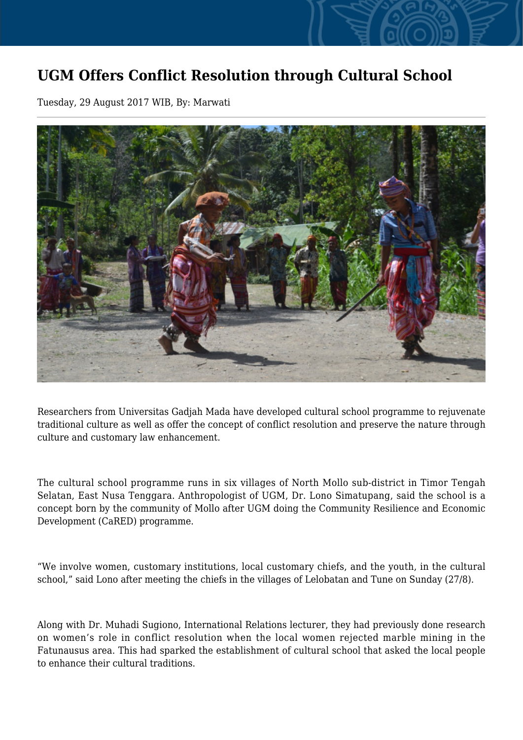# UGM Offers Conflict Resolution through Cultural School

Tuesday, 29 August 2017 WIB, By: Marwati

Researchers from Universitas Gadjah Mada have developed cultural school programme to rejuvenate traditional culture as well as offer the concept of conflict resolution and preserve the nature through culture and customary law enhancement.

The cultural school programme runs in six villages of North Mollo sub-district in Timor Tengah Selatan, East Nusa Tenggara. Anthropologist of UGM, Dr. Lono Simatupang, said the school is a concept born by the community of Mollo after UGM doing the Community Resilience and Economic Development (CaRED) programme.

“We involve women, customary institutions, local customary chiefs, and the youth, in the cultural school,” said Lono after meeting the chiefs in the villages of Lelobatan and Tune on Sunday (27/8).

Along with Dr. Muhadi Sugiono, International Relations lecturer, they had previously done research on women’s role in conflict resolution when the local women rejected marble mining in the Fatunausus area. This had sparked the establishment of cultural school that asked the local people to enhance their cultural traditions.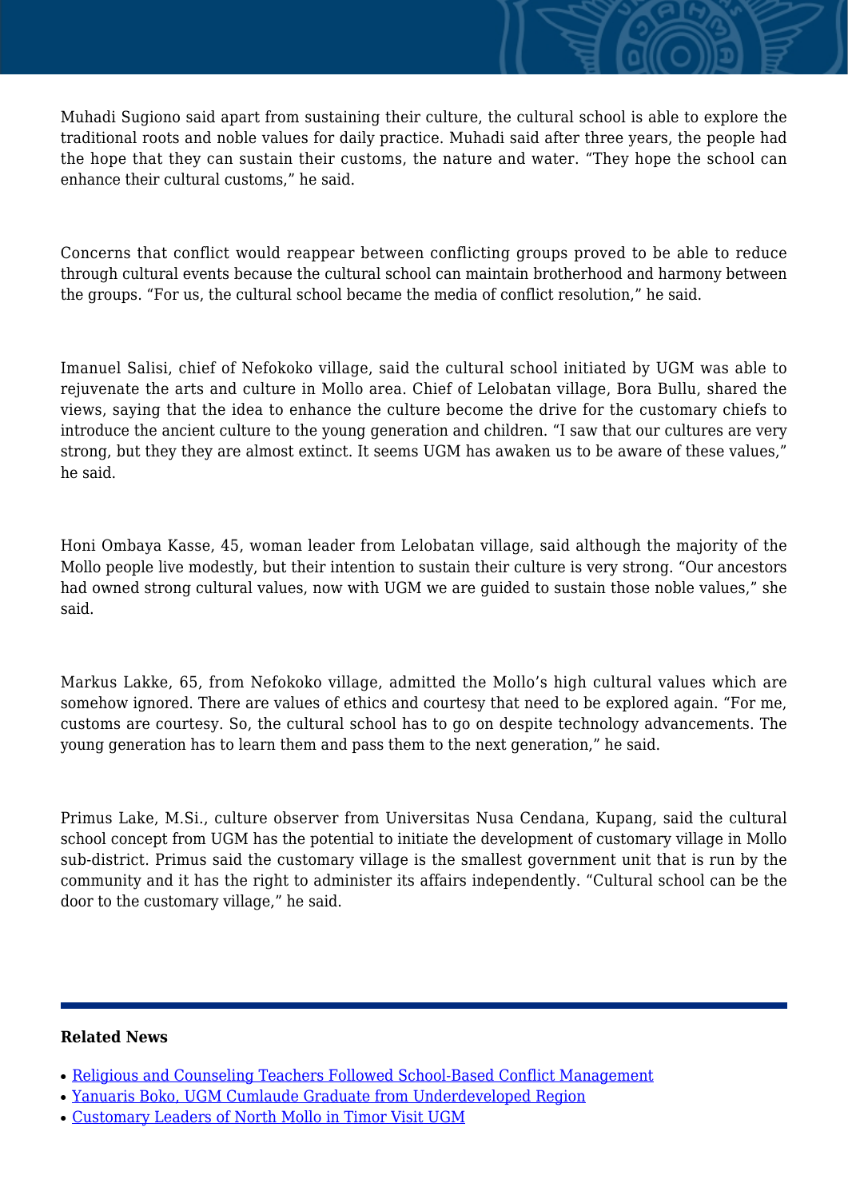Muhadi Sugiono said apart from sustaining their culture, the cultural school is able to explore the traditional roots and noble values for daily practice. Muhadi said after three years, the people had the hope that they can sustain their customs, the nature and water. "They hope the school can enhance their cultural customs," he said.

Concerns that conflict would reappear between conflicting groups proved to be able to reduce through cultural events because the cultural school can maintain brotherhood and harmony between the groups. "For us, the cultural school became the media of conflict resolution," he said.

Imanuel Salisi, chief of Nefokoko village, said the cultural school initiated by UGM was able to rejuvenate the arts and culture in Mollo area. Chief of Lelobatan village, Bora Bullu, shared the views, saying that the idea to enhance the culture become the drive for the customary chiefs to introduce the ancient culture to the young generation and children. "I saw that our cultures are very strong, but they they are almost extinct. It seems UGM has awaken us to be aware of these values," he said.

Honi Ombaya Kasse, 45, woman leader from Lelobatan village, said although the majority of the Mollo people live modestly, but their intention to sustain their culture is very strong. "Our ancestors had owned strong cultural values, now with UGM we are guided to sustain those noble values," she said.

Markus Lakke, 65, from Nefokoko village, admitted the Mollo's high cultural values which are somehow ignored. There are values of ethics and courtesy that need to be explored again. "For me, customs are courtesy. So, the cultural school has to go on despite technology advancements. The young generation has to learn them and pass them to the next generation," he said.

Primus Lake, M.Si., culture observer from Universitas Nusa Cendana, Kupang, said the cultural school concept from UGM has the potential to initiate the development of customary village in Mollo sub-district. Primus said the customary village is the smallest government unit that is run by the community and it has the right to administer its affairs independently. "Cultural school can be the door to the customary village," he said.

---

**Related News**

- Religious and Counseling Teachers Followed School-Based Conflict Management
- Yanuaris Boko, UGM Cumlaude Graduate from Underdeveloped Region
- Customary Leaders of North Mollo in Timor Visit UGM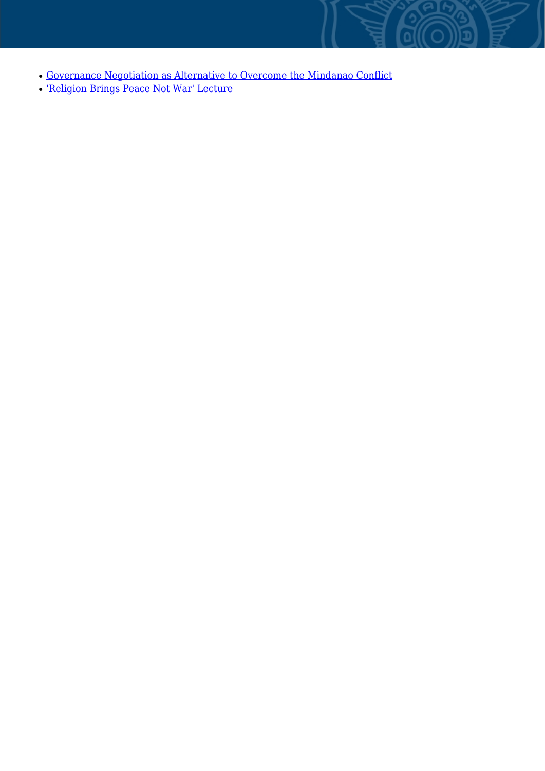- Governance Negotiation as Alternative to Overcome the Mindanao Conflict
- 'Religion Brings Peace Not War' Lecture